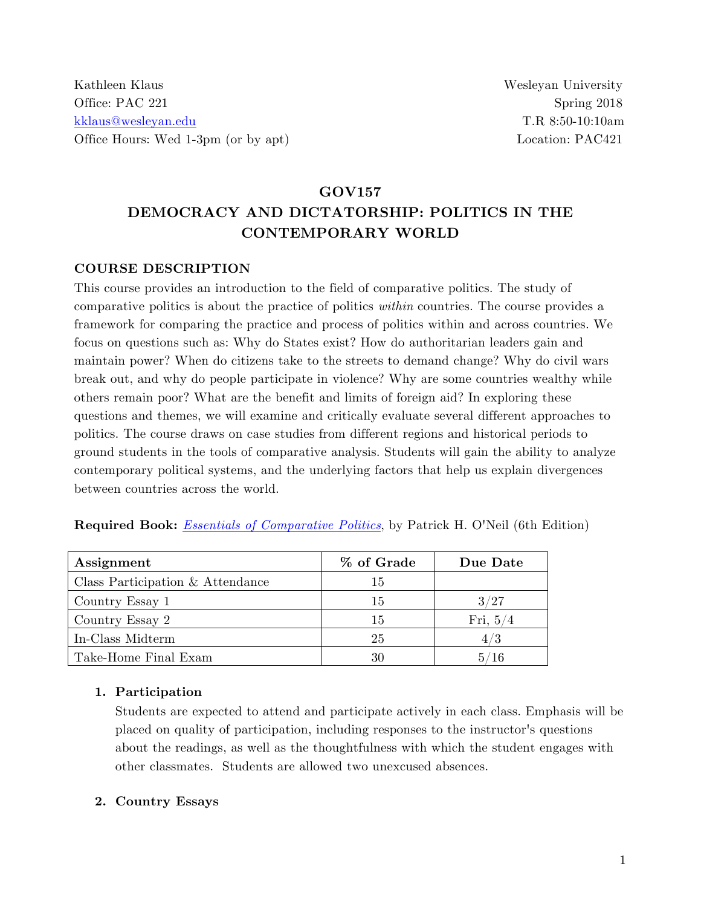Kathleen Klaus
Office: PAC 221
kklaus@wesleyan.edu
Office Hours: Wed 1-3pm (or by apt)

Wesleyan University
Spring 2018
T.R 8:50-10:10am
Location: PAC421

# GOV157
# DEMOCRACY AND DICTATORSHIP: POLITICS IN THE CONTEMPORARY WORLD

## COURSE DESCRIPTION

This course provides an introduction to the field of comparative politics. The study of comparative politics is about the practice of politics *within* countries. The course provides a framework for comparing the practice and process of politics within and across countries. We focus on questions such as: Why do States exist? How do authoritarian leaders gain and maintain power? When do citizens take to the streets to demand change? Why do civil wars break out, and why do people participate in violence? Why are some countries wealthy while others remain poor? What are the benefit and limits of foreign aid? In exploring these questions and themes, we will examine and critically evaluate several different approaches to politics. The course draws on case studies from different regions and historical periods to ground students in the tools of comparative analysis. Students will gain the ability to analyze contemporary political systems, and the underlying factors that help us explain divergences between countries across the world.

**Required Book:** *Essentials of Comparative Politics*, by Patrick H. O'Neil (6th Edition)

| Assignment | % of Grade | Due Date |
|---|---|---|
| Class Participation & Attendance | 15 | |
| Country Essay 1 | 15 | 3/27 |
| Country Essay 2 | 15 | Fri, 5/4 |
| In-Class Midterm | 25 | 4/3 |
| Take-Home Final Exam | 30 | 5/16 |

1. **Participation**
   Students are expected to attend and participate actively in each class. Emphasis will be placed on quality of participation, including responses to the instructor's questions about the readings, as well as the thoughtfulness with which the student engages with other classmates. Students are allowed two unexcused absences.

2. **Country Essays**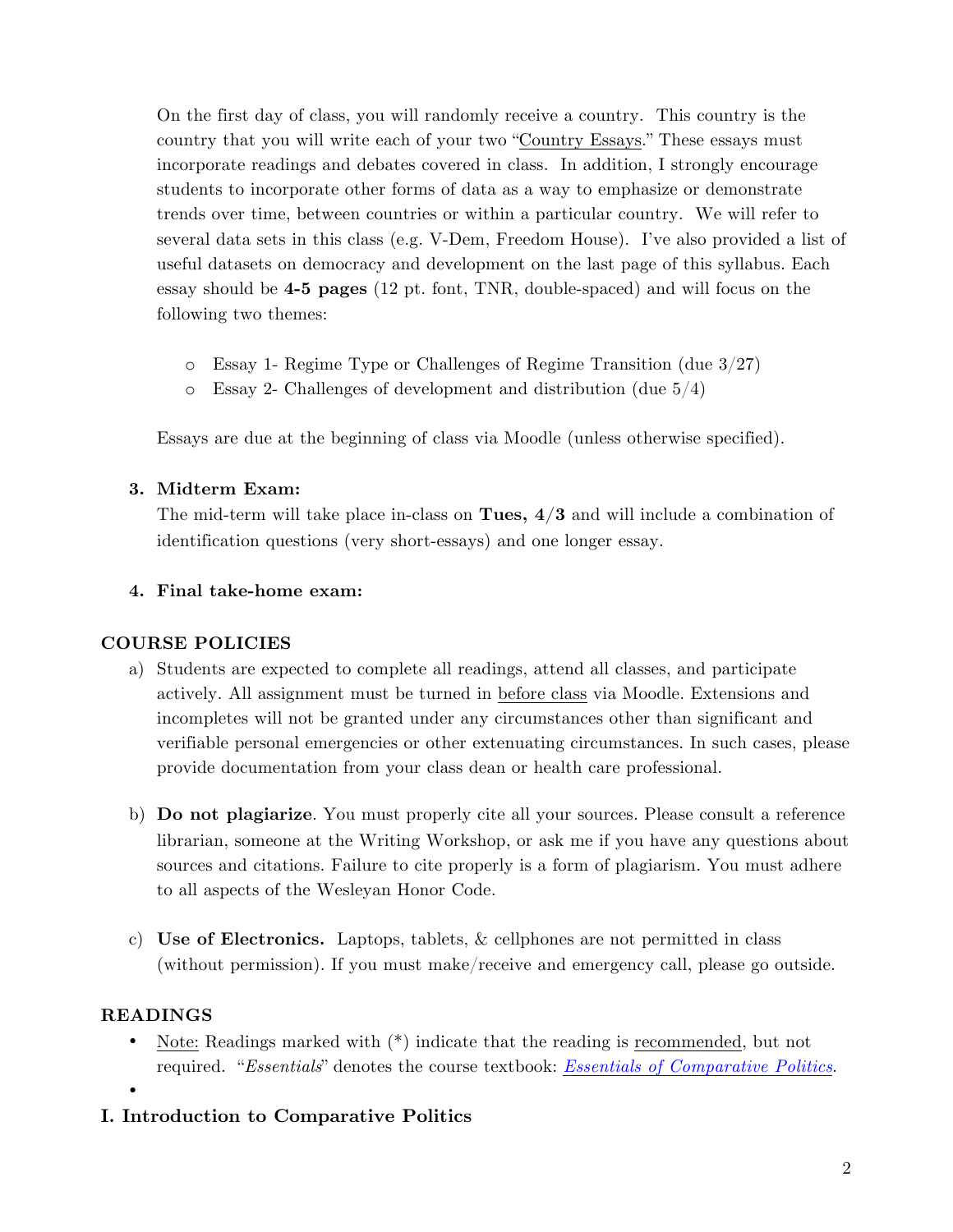On the first day of class, you will randomly receive a country. This country is the country that you will write each of your two "Country Essays." These essays must incorporate readings and debates covered in class. In addition, I strongly encourage students to incorporate other forms of data as a way to emphasize or demonstrate trends over time, between countries or within a particular country. We will refer to several data sets in this class (e.g. V-Dem, Freedom House). I've also provided a list of useful datasets on democracy and development on the last page of this syllabus. Each essay should be **4-5 pages** (12 pt. font, TNR, double-spaced) and will focus on the following two themes:

- Essay 1- Regime Type or Challenges of Regime Transition (due 3/27)
- Essay 2- Challenges of development and distribution (due 5/4)

Essays are due at the beginning of class via Moodle (unless otherwise specified).

3. **Midterm Exam:**
   The mid-term will take place in-class on **Tues, 4/3** and will include a combination of identification questions (very short-essays) and one longer essay.

4. **Final take-home exam:**

## COURSE POLICIES

a) Students are expected to complete all readings, attend all classes, and participate actively. All assignment must be turned in before class via Moodle. Extensions and incompletes will not be granted under any circumstances other than significant and verifiable personal emergencies or other extenuating circumstances. In such cases, please provide documentation from your class dean or health care professional.

b) **Do not plagiarize**. You must properly cite all your sources. Please consult a reference librarian, someone at the Writing Workshop, or ask me if you have any questions about sources and citations. Failure to cite properly is a form of plagiarism. You must adhere to all aspects of the Wesleyan Honor Code.

c) **Use of Electronics.** Laptops, tablets, & cellphones are not permitted in class (without permission). If you must make/receive and emergency call, please go outside.

## READINGS

- Note: Readings marked with (*) indicate that the reading is recommended, but not required. "*Essentials*" denotes the course textbook: *Essentials of Comparative Politics*.
-

## I. Introduction to Comparative Politics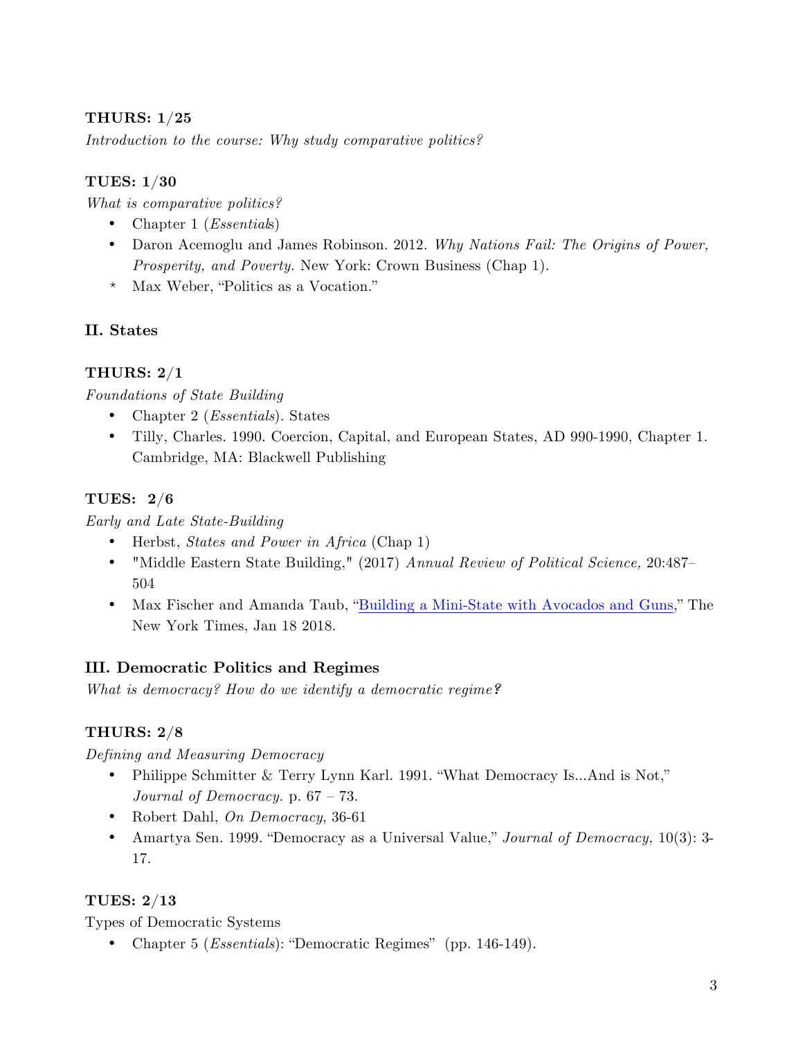**THURS: 1/25**

*Introduction to the course: Why study comparative politics?*

**TUES: 1/30**

*What is comparative politics?*

- Chapter 1 (*Essentials*)
- Daron Acemoglu and James Robinson. 2012. *Why Nations Fail: The Origins of Power, Prosperity, and Poverty.* New York: Crown Business (Chap 1).
- \* Max Weber, "Politics as a Vocation."

## II. States

**THURS: 2/1**

*Foundations of State Building*

- Chapter 2 (*Essentials*). States
- Tilly, Charles. 1990. Coercion, Capital, and European States, AD 990-1990, Chapter 1. Cambridge, MA: Blackwell Publishing

**TUES: 2/6**

*Early and Late State-Building*

- Herbst, *States and Power in Africa* (Chap 1)
- "Middle Eastern State Building," (2017) *Annual Review of Political Science,* 20:487–504
- Max Fischer and Amanda Taub, "Building a Mini-State with Avocados and Guns," The New York Times, Jan 18 2018.

## III. Democratic Politics and Regimes

*What is democracy? How do we identify a democratic regime?*

**THURS: 2/8**

*Defining and Measuring Democracy*

- Philippe Schmitter & Terry Lynn Karl. 1991. "What Democracy Is...And is Not," *Journal of Democracy.* p. 67 – 73.
- Robert Dahl, *On Democracy*, 36-61
- Amartya Sen. 1999. "Democracy as a Universal Value," *Journal of Democracy,* 10(3): 3-17.

**TUES: 2/13**

Types of Democratic Systems

- Chapter 5 (*Essentials*): "Democratic Regimes" (pp. 146-149).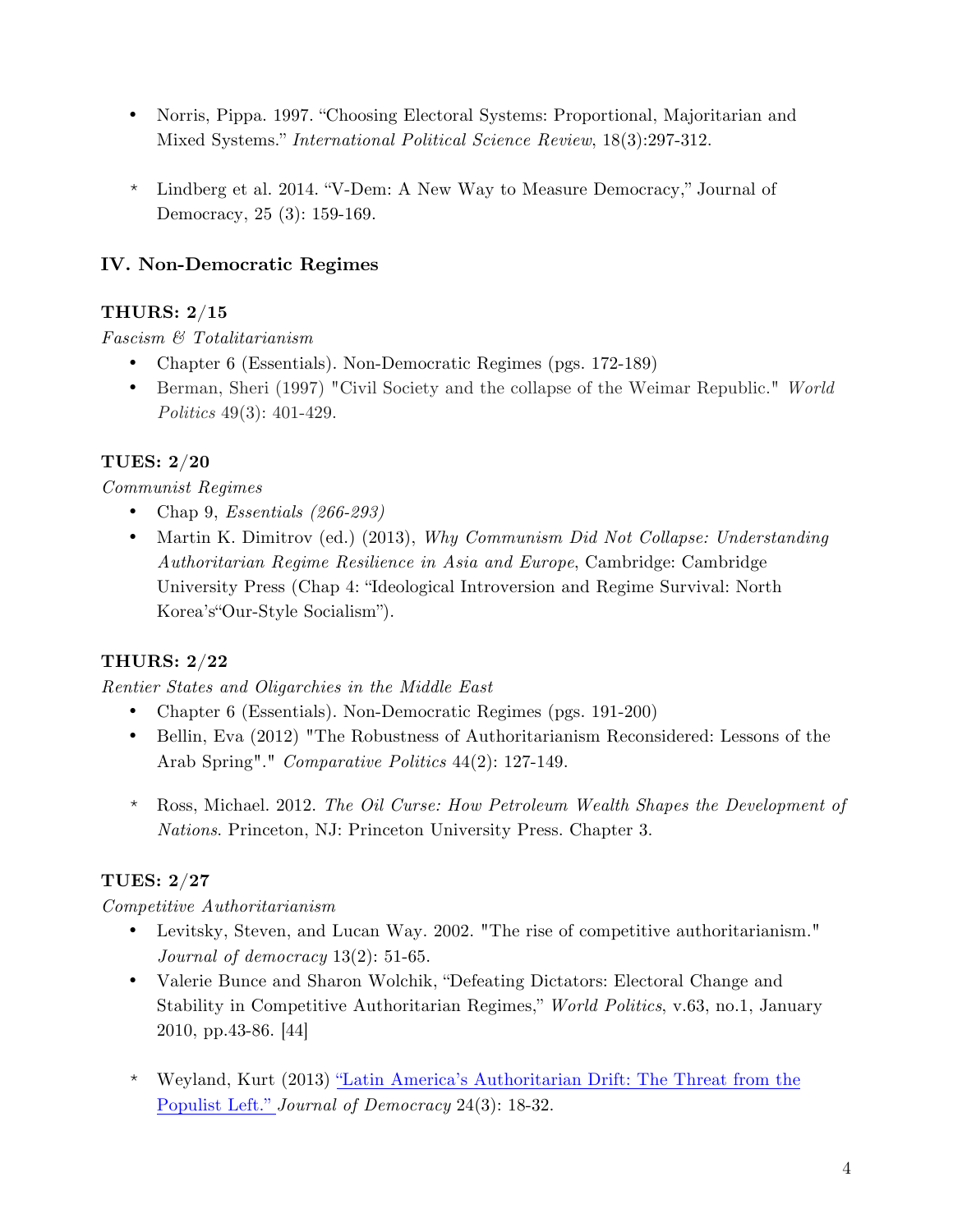- Norris, Pippa. 1997. "Choosing Electoral Systems: Proportional, Majoritarian and Mixed Systems." *International Political Science Review*, 18(3):297-312.

* Lindberg et al. 2014. "V-Dem: A New Way to Measure Democracy," Journal of Democracy, 25 (3): 159-169.

## IV. Non-Democratic Regimes

### THURS: 2/15

*Fascism & Totalitarianism*

- Chapter 6 (Essentials). Non-Democratic Regimes (pgs. 172-189)
- Berman, Sheri (1997) "Civil Society and the collapse of the Weimar Republic." *World Politics* 49(3): 401-429.

### TUES: 2/20

*Communist Regimes*

- Chap 9, *Essentials (266-293)*
- Martin K. Dimitrov (ed.) (2013), *Why Communism Did Not Collapse: Understanding Authoritarian Regime Resilience in Asia and Europe*, Cambridge: Cambridge University Press (Chap 4: "Ideological Introversion and Regime Survival: North Korea's"Our-Style Socialism").

### THURS: 2/22

*Rentier States and Oligarchies in the Middle East*

- Chapter 6 (Essentials). Non-Democratic Regimes (pgs. 191-200)
- Bellin, Eva (2012) "The Robustness of Authoritarianism Reconsidered: Lessons of the Arab Spring"." *Comparative Politics* 44(2): 127-149.

* Ross, Michael. 2012. *The Oil Curse: How Petroleum Wealth Shapes the Development of Nations*. Princeton, NJ: Princeton University Press. Chapter 3.

### TUES: 2/27

*Competitive Authoritarianism*

- Levitsky, Steven, and Lucan Way. 2002. "The rise of competitive authoritarianism." *Journal of democracy* 13(2): 51-65.
- Valerie Bunce and Sharon Wolchik, "Defeating Dictators: Electoral Change and Stability in Competitive Authoritarian Regimes," *World Politics*, v.63, no.1, January 2010, pp.43-86. [44]

* Weyland, Kurt (2013) "Latin America's Authoritarian Drift: The Threat from the Populist Left." *Journal of Democracy* 24(3): 18-32.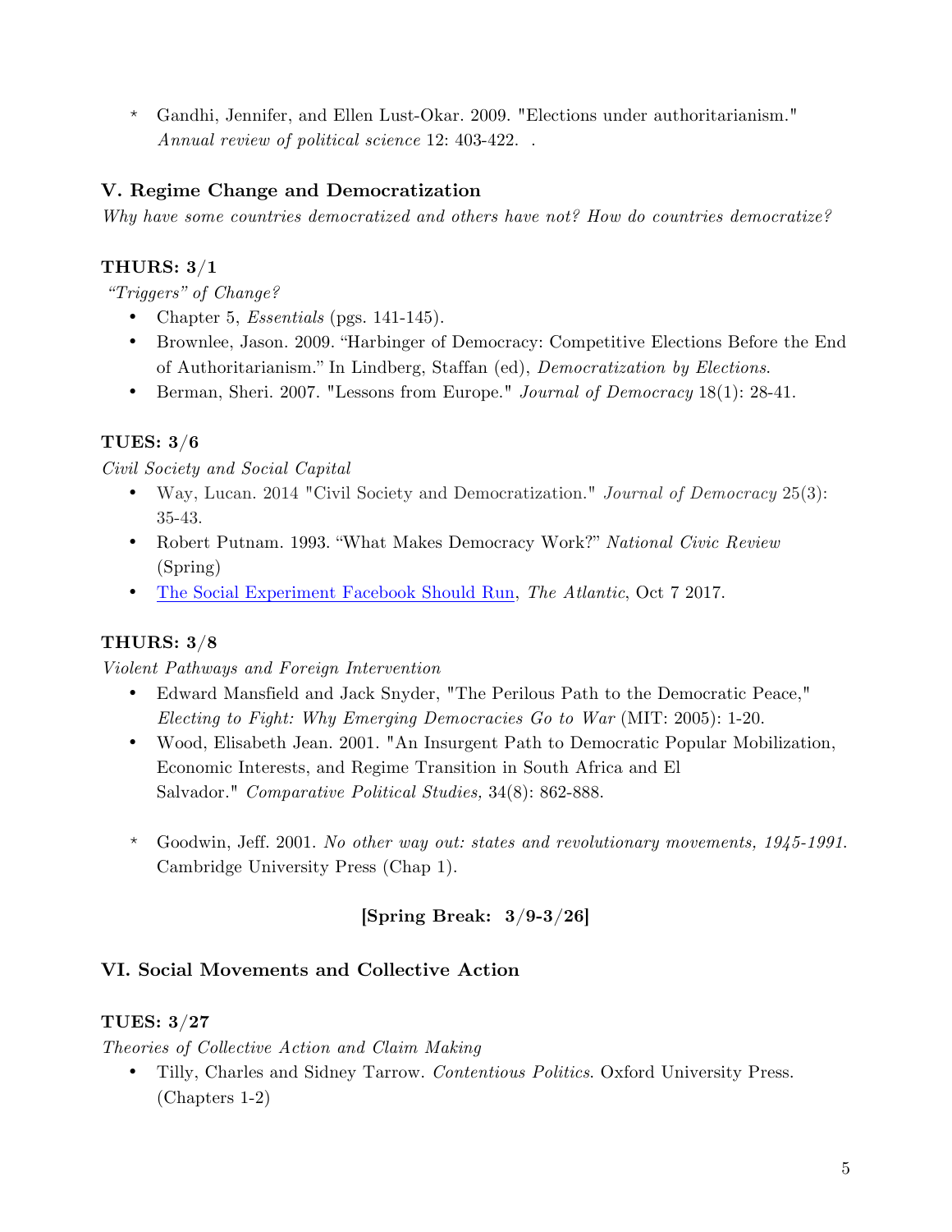* Gandhi, Jennifer, and Ellen Lust-Okar. 2009. "Elections under authoritarianism." *Annual review of political science* 12: 403-422. .

## V. Regime Change and Democratization

*Why have some countries democratized and others have not? How do countries democratize?*

### THURS: 3/1

*"Triggers" of Change?*

- Chapter 5, *Essentials* (pgs. 141-145).
- Brownlee, Jason. 2009. "Harbinger of Democracy: Competitive Elections Before the End of Authoritarianism." In Lindberg, Staffan (ed), *Democratization by Elections*.
- Berman, Sheri. 2007. "Lessons from Europe." *Journal of Democracy* 18(1): 28-41.

### TUES: 3/6

*Civil Society and Social Capital*

- Way, Lucan. 2014 "Civil Society and Democratization." *Journal of Democracy* 25(3): 35-43.
- Robert Putnam. 1993. "What Makes Democracy Work?" *National Civic Review* (Spring)
- The Social Experiment Facebook Should Run, *The Atlantic*, Oct 7 2017.

### THURS: 3/8

*Violent Pathways and Foreign Intervention*

- Edward Mansfield and Jack Snyder, "The Perilous Path to the Democratic Peace," *Electing to Fight: Why Emerging Democracies Go to War* (MIT: 2005): 1-20.
- Wood, Elisabeth Jean. 2001. "An Insurgent Path to Democratic Popular Mobilization, Economic Interests, and Regime Transition in South Africa and El Salvador." *Comparative Political Studies,* 34(8): 862-888.

* Goodwin, Jeff. 2001. *No other way out: states and revolutionary movements, 1945-1991.* Cambridge University Press (Chap 1).

**[Spring Break: 3/9-3/26]**

## VI. Social Movements and Collective Action

### TUES: 3/27

*Theories of Collective Action and Claim Making*

- Tilly, Charles and Sidney Tarrow. *Contentious Politics*. Oxford University Press. (Chapters 1-2)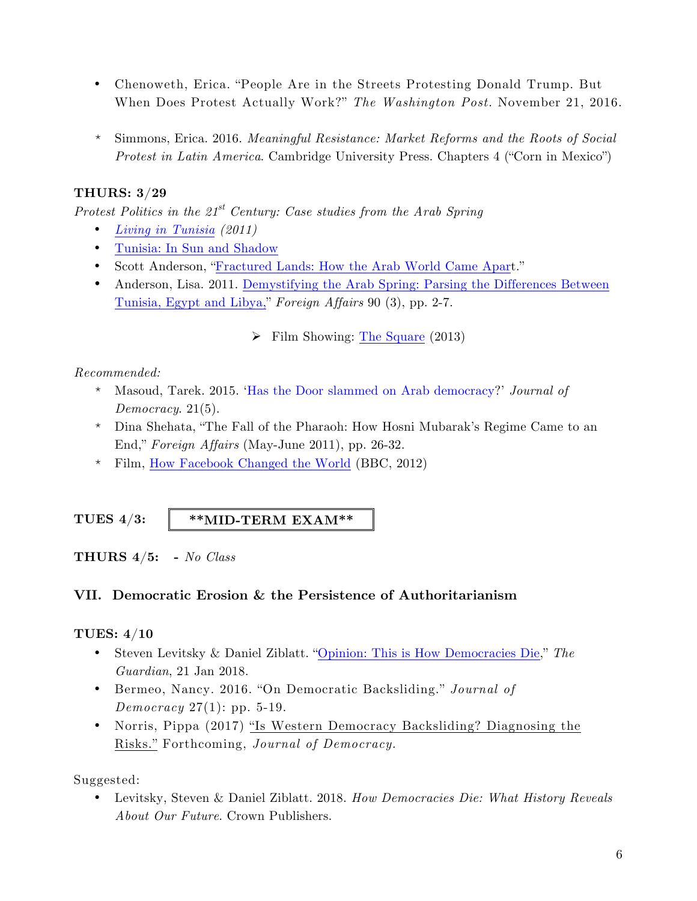- Chenoweth, Erica. "People Are in the Streets Protesting Donald Trump. But When Does Protest Actually Work?" *The Washington Post*. November 21, 2016.

* Simmons, Erica. 2016. *Meaningful Resistance: Market Reforms and the Roots of Social Protest in Latin America*. Cambridge University Press. Chapters 4 ("Corn in Mexico")

**THURS: 3/29**

*Protest Politics in the 21st Century: Case studies from the Arab Spring*

- *Living in Tunisia (2011)*
- Tunisia: In Sun and Shadow
- Scott Anderson, "Fractured Lands: How the Arab World Came Apart."
- Anderson, Lisa. 2011. Demystifying the Arab Spring: Parsing the Differences Between Tunisia, Egypt and Libya," *Foreign Affairs* 90 (3), pp. 2-7.

➢ Film Showing: The Square (2013)

*Recommended:*

* Masoud, Tarek. 2015. 'Has the Door slammed on Arab democracy?' *Journal of Democracy*. 21(5).
* Dina Shehata, "The Fall of the Pharaoh: How Hosni Mubarak's Regime Came to an End," *Foreign Affairs* (May-June 2011), pp. 26-32.
* Film, How Facebook Changed the World (BBC, 2012)

**TUES 4/3:** **\*\*MID-TERM EXAM\*\***

**THURS 4/5:** **-** *No Class*

## VII. Democratic Erosion & the Persistence of Authoritarianism

**TUES: 4/10**

- Steven Levitsky & Daniel Ziblatt. "Opinion: This is How Democracies Die," *The Guardian*, 21 Jan 2018.
- Bermeo, Nancy. 2016. "On Democratic Backsliding." *Journal of Democracy* 27(1): pp. 5-19.
- Norris, Pippa (2017) "Is Western Democracy Backsliding? Diagnosing the Risks." Forthcoming, *Journal of Democracy.*

Suggested:

- Levitsky, Steven & Daniel Ziblatt. 2018. *How Democracies Die: What History Reveals About Our Future*. Crown Publishers.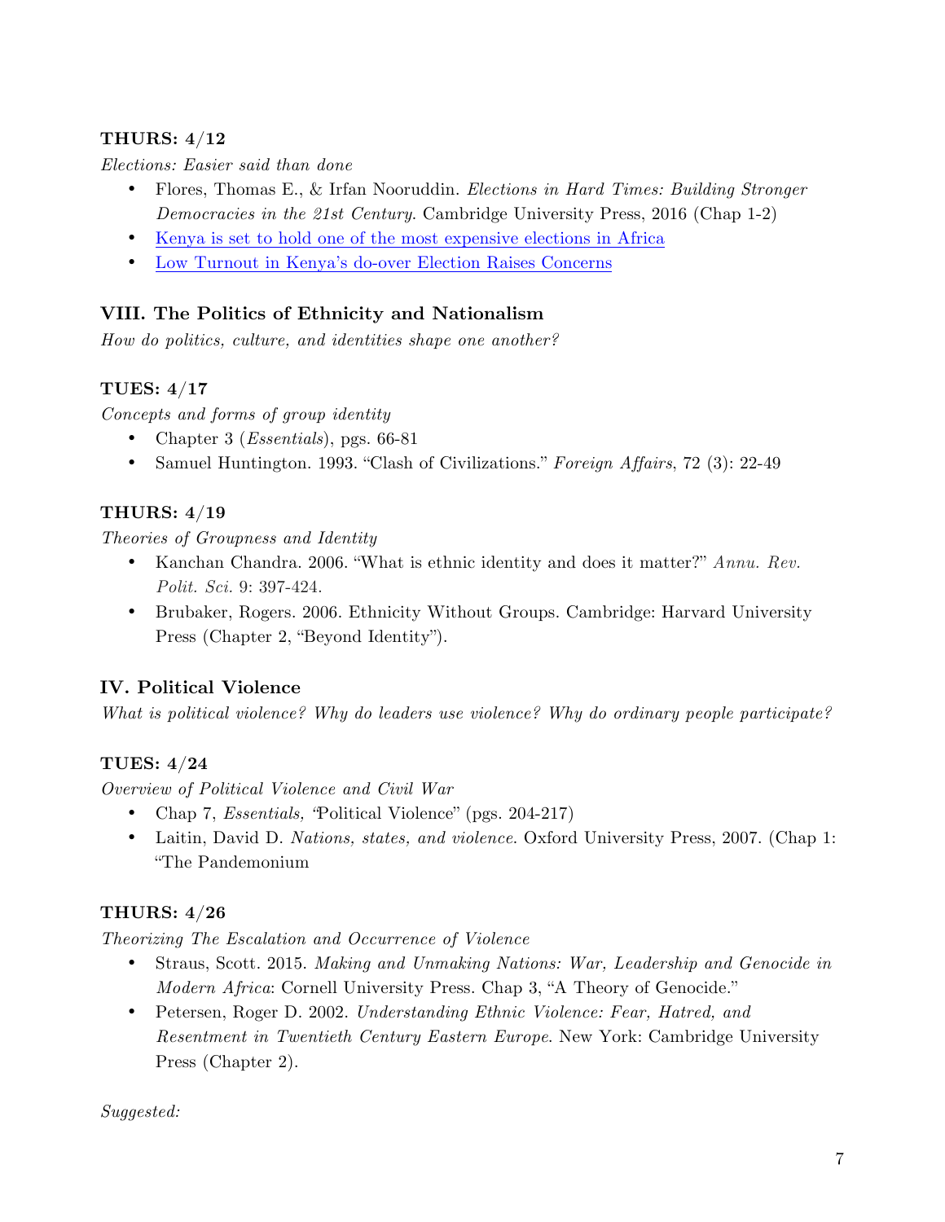**THURS: 4/12**

*Elections: Easier said than done*

- Flores, Thomas E., & Irfan Nooruddin. *Elections in Hard Times: Building Stronger Democracies in the 21st Century*. Cambridge University Press, 2016 (Chap 1-2)
- Kenya is set to hold one of the most expensive elections in Africa
- Low Turnout in Kenya's do-over Election Raises Concerns

## VIII. The Politics of Ethnicity and Nationalism

*How do politics, culture, and identities shape one another?*

**TUES: 4/17**

*Concepts and forms of group identity*

- Chapter 3 (*Essentials*), pgs. 66-81
- Samuel Huntington. 1993. "Clash of Civilizations." *Foreign Affairs*, 72 (3): 22-49

**THURS: 4/19**

*Theories of Groupness and Identity*

- Kanchan Chandra. 2006. "What is ethnic identity and does it matter?" *Annu. Rev. Polit. Sci.* 9: 397-424.
- Brubaker, Rogers. 2006. Ethnicity Without Groups. Cambridge: Harvard University Press (Chapter 2, "Beyond Identity").

## IV. Political Violence

*What is political violence? Why do leaders use violence? Why do ordinary people participate?*

**TUES: 4/24**

*Overview of Political Violence and Civil War*

- Chap 7, *Essentials, "*Political Violence" (pgs. 204-217)
- Laitin, David D. *Nations, states, and violence*. Oxford University Press, 2007. (Chap 1: "The Pandemonium

**THURS: 4/26**

*Theorizing The Escalation and Occurrence of Violence*

- Straus, Scott. 2015. *Making and Unmaking Nations: War, Leadership and Genocide in Modern Africa*: Cornell University Press. Chap 3, "A Theory of Genocide."
- Petersen, Roger D. 2002. *Understanding Ethnic Violence: Fear, Hatred, and Resentment in Twentieth Century Eastern Europe*. New York: Cambridge University Press (Chapter 2).

*Suggested:*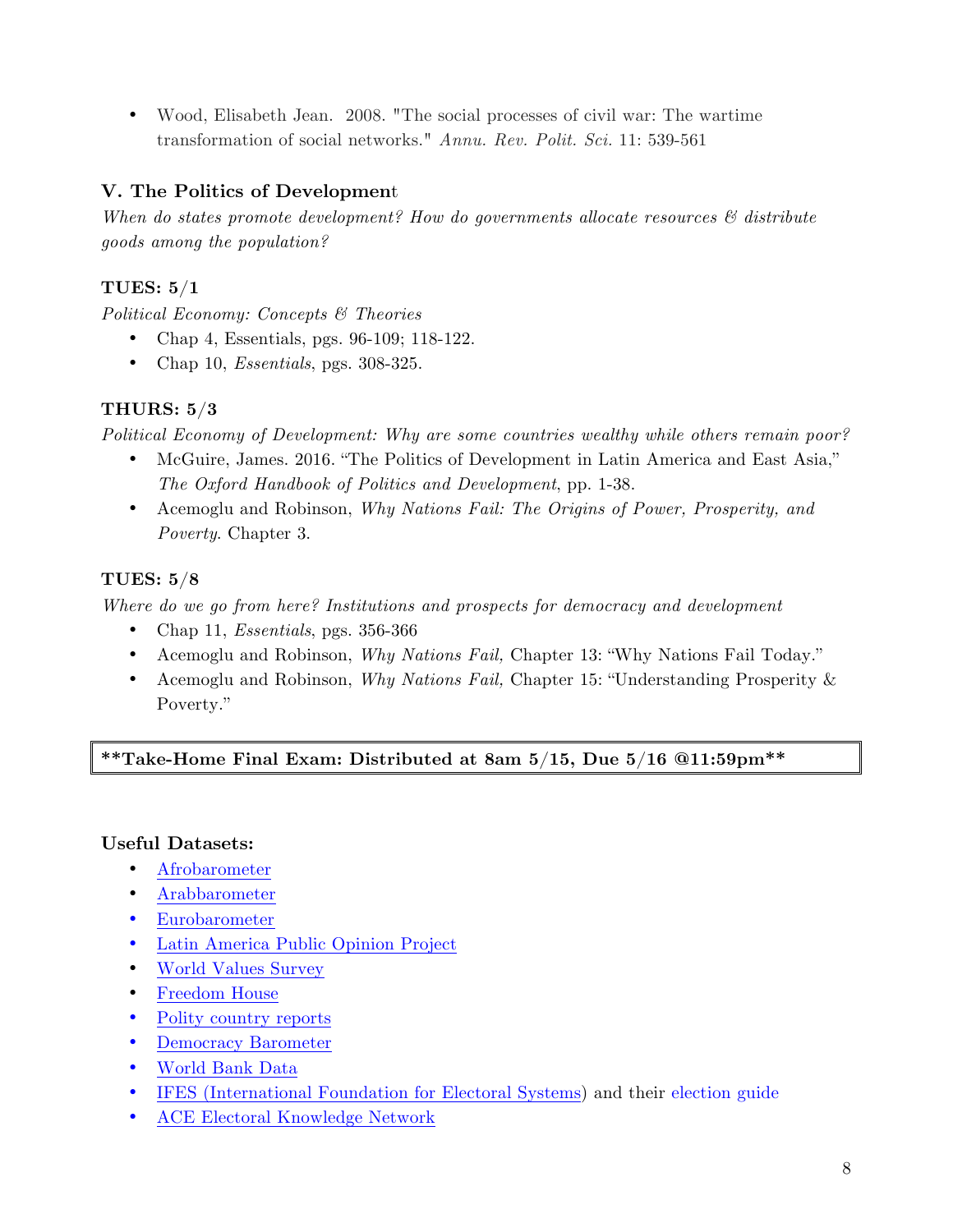- Wood, Elisabeth Jean. 2008. "The social processes of civil war: The wartime transformation of social networks." *Annu. Rev. Polit. Sci.* 11: 539-561

### V. The Politics of Development

*When do states promote development? How do governments allocate resources & distribute goods among the population?*

**TUES: 5/1**

*Political Economy: Concepts & Theories*

- Chap 4, Essentials, pgs. 96-109; 118-122.
- Chap 10, *Essentials*, pgs. 308-325.

**THURS: 5/3**

*Political Economy of Development: Why are some countries wealthy while others remain poor?*

- McGuire, James. 2016. "The Politics of Development in Latin America and East Asia," *The Oxford Handbook of Politics and Development*, pp. 1-38.
- Acemoglu and Robinson, *Why Nations Fail: The Origins of Power, Prosperity, and Poverty*. Chapter 3.

**TUES: 5/8**

*Where do we go from here? Institutions and prospects for democracy and development*

- Chap 11, *Essentials*, pgs. 356-366
- Acemoglu and Robinson, *Why Nations Fail,* Chapter 13: "Why Nations Fail Today."
- Acemoglu and Robinson, *Why Nations Fail,* Chapter 15: "Understanding Prosperity & Poverty."

**\*\*Take-Home Final Exam: Distributed at 8am 5/15, Due 5/16 @11:59pm\*\***

**Useful Datasets:**

- Afrobarometer
- Arabbarometer
- Eurobarometer
- Latin America Public Opinion Project
- World Values Survey
- Freedom House
- Polity country reports
- Democracy Barometer
- World Bank Data
- IFES (International Foundation for Electoral Systems) and their election guide
- ACE Electoral Knowledge Network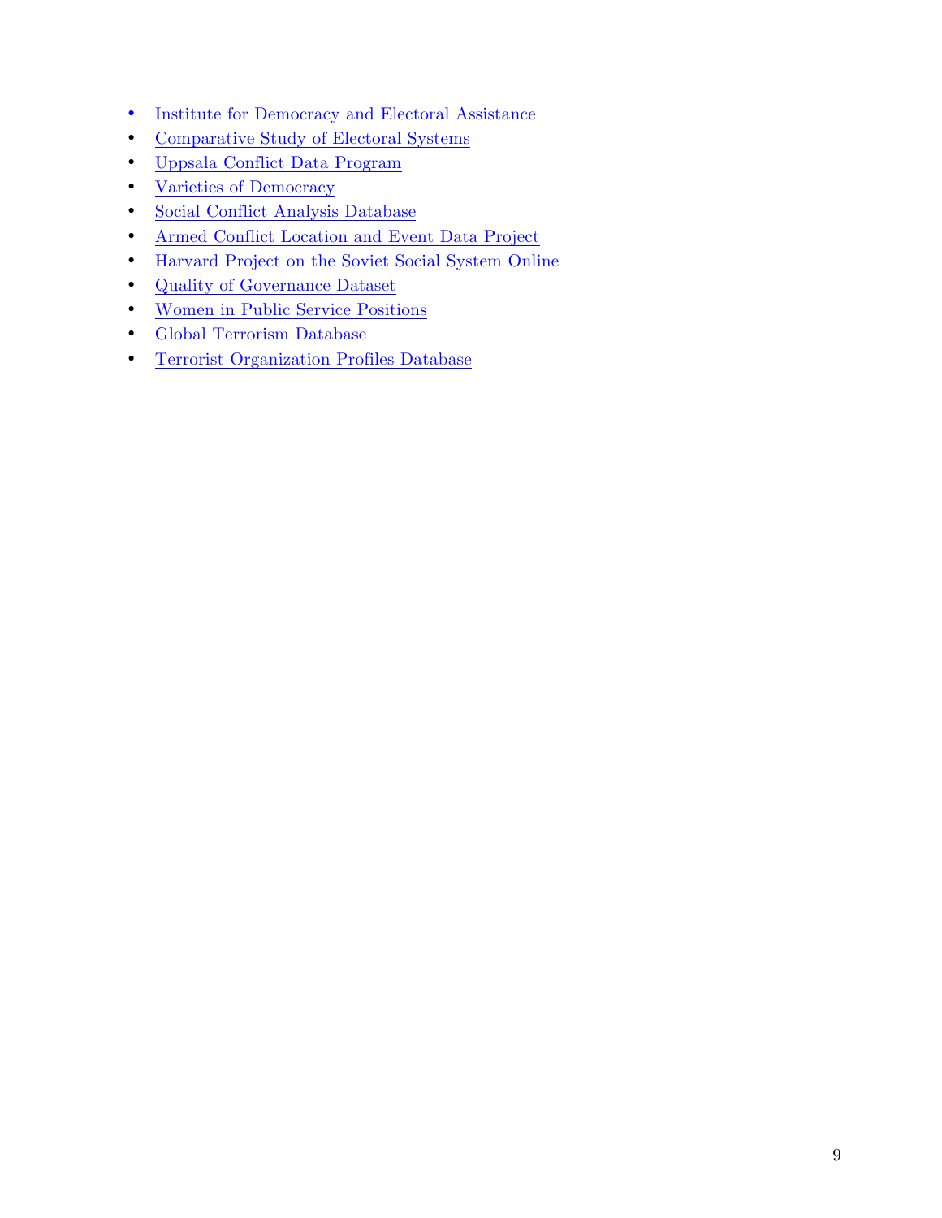- Institute for Democracy and Electoral Assistance
- Comparative Study of Electoral Systems
- Uppsala Conflict Data Program
- Varieties of Democracy
- Social Conflict Analysis Database
- Armed Conflict Location and Event Data Project
- Harvard Project on the Soviet Social System Online
- Quality of Governance Dataset
- Women in Public Service Positions
- Global Terrorism Database
- Terrorist Organization Profiles Database